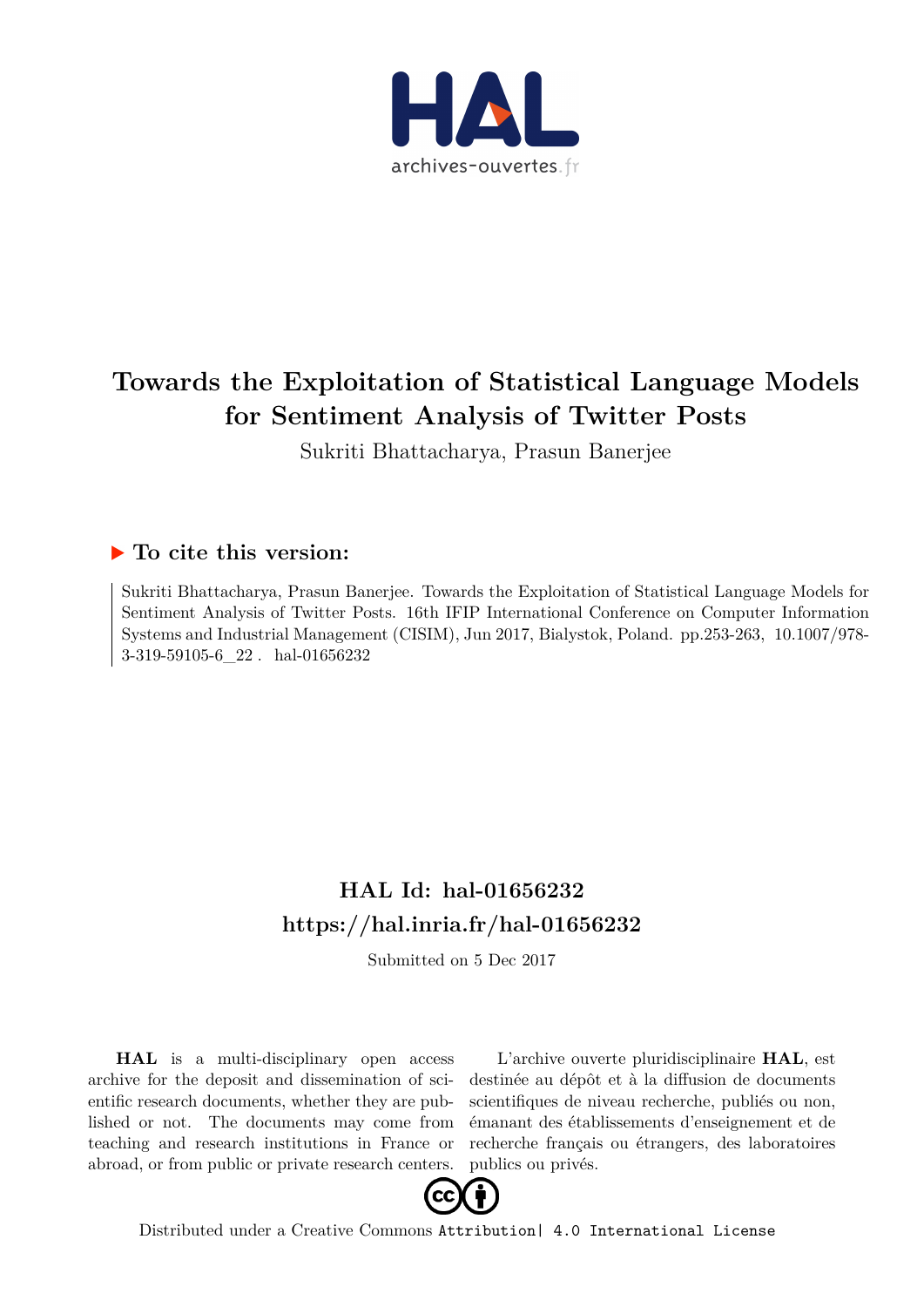# Towards the Exploitation of Statistical Language Models for Sentiment Analysis of Twitter Posts

Sukriti Bhattacharya, Prasun Banerjee

## ▶ To cite this version:

Sukriti Bhattacharya, Prasun Banerjee. Towards the Exploitation of Statistical Language Models for Sentiment Analysis of Twitter Posts. 16th IFIP International Conference on Computer Information Systems and Industrial Management (CISIM), Jun 2017, Bialystok, Poland. pp.253-263, 10.1007/978-3-319-59105-6_22 . hal-01656232

## HAL Id: hal-01656232
## https://hal.inria.fr/hal-01656232

Submitted on 5 Dec 2017

**HAL** is a multi-disciplinary open access archive for the deposit and dissemination of scientific research documents, whether they are published or not. The documents may come from teaching and research institutions in France or abroad, or from public or private research centers.

L'archive ouverte pluridisciplinaire **HAL**, est destinée au dépôt et à la diffusion de documents scientifiques de niveau recherche, publiés ou non, émanant des établissements d'enseignement et de recherche français ou étrangers, des laboratoires publics ou privés.

Distributed under a Creative Commons Attribution| 4.0 International License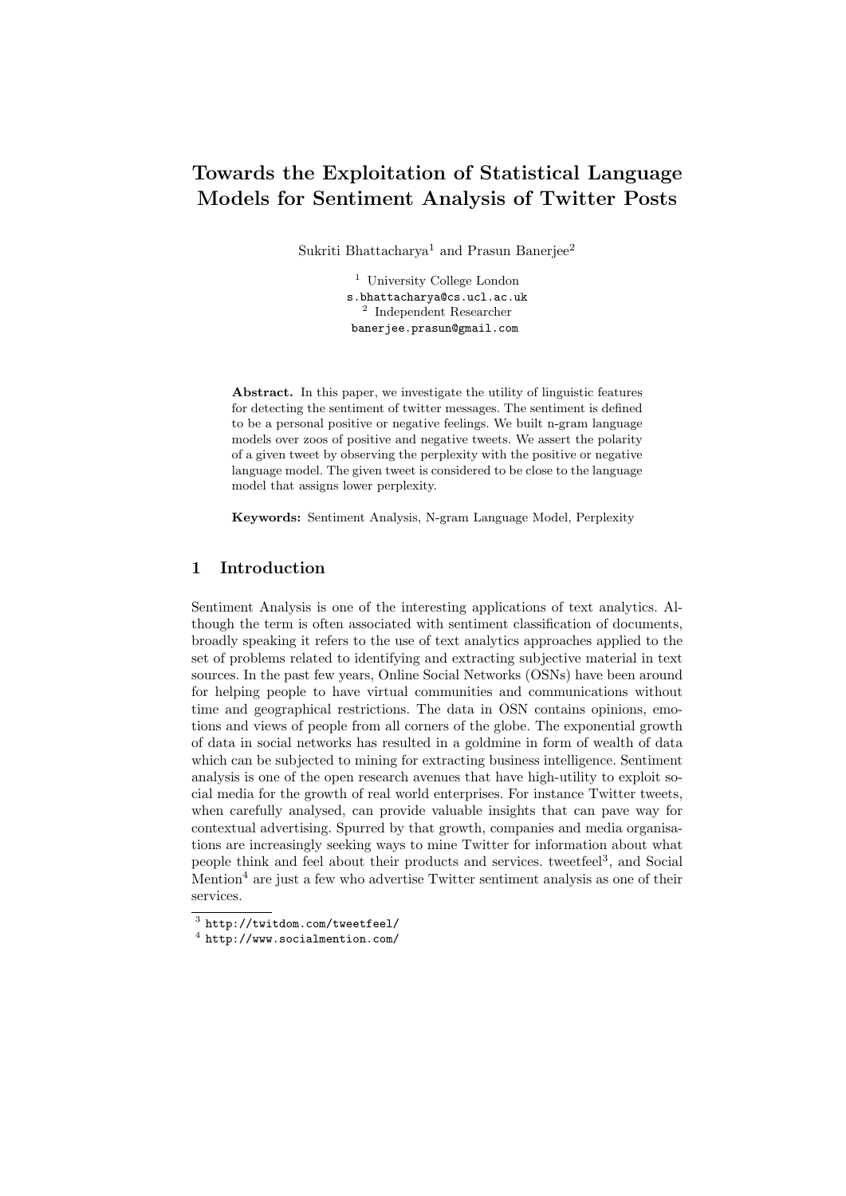# Towards the Exploitation of Statistical Language Models for Sentiment Analysis of Twitter Posts

Sukriti Bhattacharya[1] and Prasun Banerjee[2]

[1] University College London
s.bhattacharya@cs.ucl.ac.uk
[2] Independent Researcher
banerjee.prasun@gmail.com

**Abstract.** In this paper, we investigate the utility of linguistic features for detecting the sentiment of twitter messages. The sentiment is defined to be a personal positive or negative feelings. We built n-gram language models over zoos of positive and negative tweets. We assert the polarity of a given tweet by observing the perplexity with the positive or negative language model. The given tweet is considered to be close to the language model that assigns lower perplexity.

**Keywords:** Sentiment Analysis, N-gram Language Model, Perplexity

## 1 Introduction

Sentiment Analysis is one of the interesting applications of text analytics. Although the term is often associated with sentiment classification of documents, broadly speaking it refers to the use of text analytics approaches applied to the set of problems related to identifying and extracting subjective material in text sources. In the past few years, Online Social Networks (OSNs) have been around for helping people to have virtual communities and communications without time and geographical restrictions. The data in OSN contains opinions, emotions and views of people from all corners of the globe. The exponential growth of data in social networks has resulted in a goldmine in form of wealth of data which can be subjected to mining for extracting business intelligence. Sentiment analysis is one of the open research avenues that have high-utility to exploit social media for the growth of real world enterprises. For instance Twitter tweets, when carefully analysed, can provide valuable insights that can pave way for contextual advertising. Spurred by that growth, companies and media organisations are increasingly seeking ways to mine Twitter for information about what people think and feel about their products and services. tweetfeel[3], and Social Mention[4] are just a few who advertise Twitter sentiment analysis as one of their services.

[3] http://twitdom.com/tweetfeel/

[4] http://www.socialmention.com/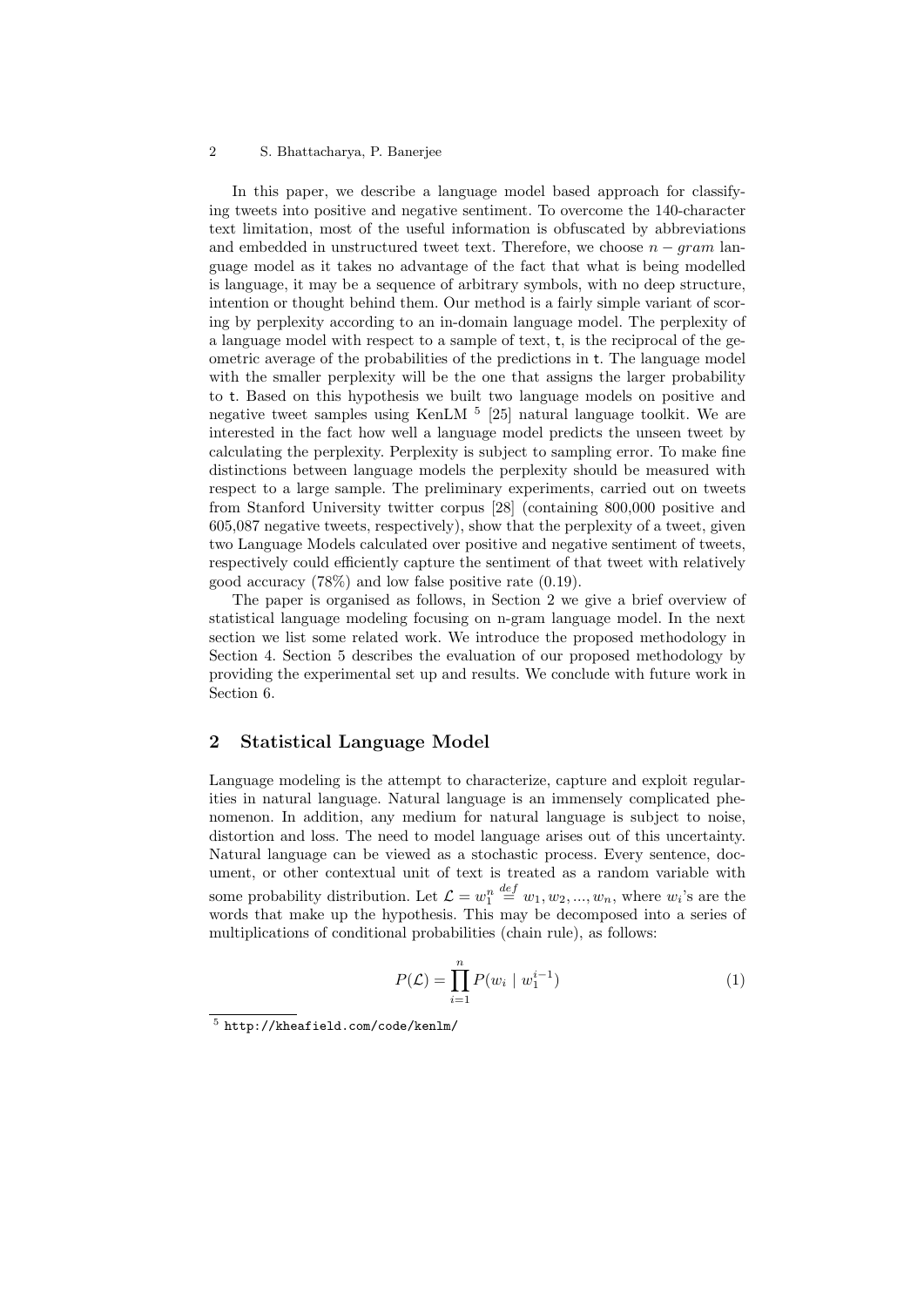In this paper, we describe a language model based approach for classifying tweets into positive and negative sentiment. To overcome the 140-character text limitation, most of the useful information is obfuscated by abbreviations and embedded in unstructured tweet text. Therefore, we choose $n - gram$ language model as it takes no advantage of the fact that what is being modelled is language, it may be a sequence of arbitrary symbols, with no deep structure, intention or thought behind them. Our method is a fairly simple variant of scoring by perplexity according to an in-domain language model. The perplexity of a language model with respect to a sample of text, `t`, is the reciprocal of the geometric average of the probabilities of the predictions in `t`. The language model with the smaller perplexity will be the one that assigns the larger probability to `t`. Based on this hypothesis we built two language models on positive and negative tweet samples using KenLM [5] [25] natural language toolkit. We are interested in the fact how well a language model predicts the unseen tweet by calculating the perplexity. Perplexity is subject to sampling error. To make fine distinctions between language models the perplexity should be measured with respect to a large sample. The preliminary experiments, carried out on tweets from Stanford University twitter corpus [28] (containing 800,000 positive and 605,087 negative tweets, respectively), show that the perplexity of a tweet, given two Language Models calculated over positive and negative sentiment of tweets, respectively could efficiently capture the sentiment of that tweet with relatively good accuracy (78%) and low false positive rate (0.19).

The paper is organised as follows, in Section 2 we give a brief overview of statistical language modeling focusing on n-gram language model. In the next section we list some related work. We introduce the proposed methodology in Section 4. Section 5 describes the evaluation of our proposed methodology by providing the experimental set up and results. We conclude with future work in Section 6.

## 2 Statistical Language Model

Language modeling is the attempt to characterize, capture and exploit regularities in natural language. Natural language is an immensely complicated phenomenon. In addition, any medium for natural language is subject to noise, distortion and loss. The need to model language arises out of this uncertainty. Natural language can be viewed as a stochastic process. Every sentence, document, or other contextual unit of text is treated as a random variable with some probability distribution. Let $\mathcal{L} = w_1^n \stackrel{def}{=} w_1, w_2, ..., w_n$, where $w_i$'s are the words that make up the hypothesis. This may be decomposed into a series of multiplications of conditional probabilities (chain rule), as follows:

$$P(\mathcal{L}) = \prod_{i=1}^{n} P(w_i \mid w_1^{i-1}) \tag{1}$$

[5] `http://kheafield.com/code/kenlm/`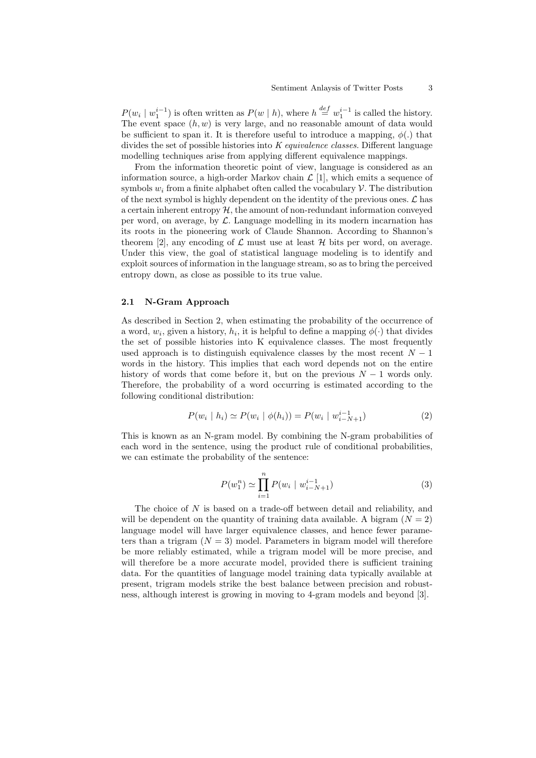$P(w_i \mid w_1^{i-1})$ is often written as $P(w \mid h)$, where $h \stackrel{def}{=} w_1^{i-1}$ is called the history. The event space $(h, w)$ is very large, and no reasonable amount of data would be sufficient to span it. It is therefore useful to introduce a mapping, $\phi(.)$ that divides the set of possible histories into $K$ *equivalence classes*. Different language modelling techniques arise from applying different equivalence mappings.

From the information theoretic point of view, language is considered as an information source, a high-order Markov chain $\mathcal{L}$ [1], which emits a sequence of symbols $w_i$ from a finite alphabet often called the vocabulary $\mathcal{V}$. The distribution of the next symbol is highly dependent on the identity of the previous ones. $\mathcal{L}$ has a certain inherent entropy $\mathcal{H}$, the amount of non-redundant information conveyed per word, on average, by $\mathcal{L}$. Language modelling in its modern incarnation has its roots in the pioneering work of Claude Shannon. According to Shannon's theorem [2], any encoding of $\mathcal{L}$ must use at least $\mathcal{H}$ bits per word, on average. Under this view, the goal of statistical language modeling is to identify and exploit sources of information in the language stream, so as to bring the perceived entropy down, as close as possible to its true value.

### 2.1 N-Gram Approach

As described in Section 2, when estimating the probability of the occurrence of a word, $w_i$, given a history, $h_i$, it is helpful to define a mapping $\phi(\cdot)$ that divides the set of possible histories into K equivalence classes. The most frequently used approach is to distinguish equivalence classes by the most recent $N-1$ words in the history. This implies that each word depends not on the entire history of words that come before it, but on the previous $N-1$ words only. Therefore, the probability of a word occurring is estimated according to the following conditional distribution:

$$P(w_i \mid h_i) \simeq P(w_i \mid \phi(h_i)) = P(w_i \mid w_{i-N+1}^{i-1}) \tag{2}$$

This is known as an N-gram model. By combining the N-gram probabilities of each word in the sentence, using the product rule of conditional probabilities, we can estimate the probability of the sentence:

$$P(w_1^n) \simeq \prod_{i=1}^{n} P(w_i \mid w_{i-N+1}^{i-1}) \tag{3}$$

The choice of $N$ is based on a trade-off between detail and reliability, and will be dependent on the quantity of training data available. A bigram ($N = 2$) language model will have larger equivalence classes, and hence fewer parameters than a trigram ($N = 3$) model. Parameters in bigram model will therefore be more reliably estimated, while a trigram model will be more precise, and will therefore be a more accurate model, provided there is sufficient training data. For the quantities of language model training data typically available at present, trigram models strike the best balance between precision and robustness, although interest is growing in moving to 4-gram models and beyond [3].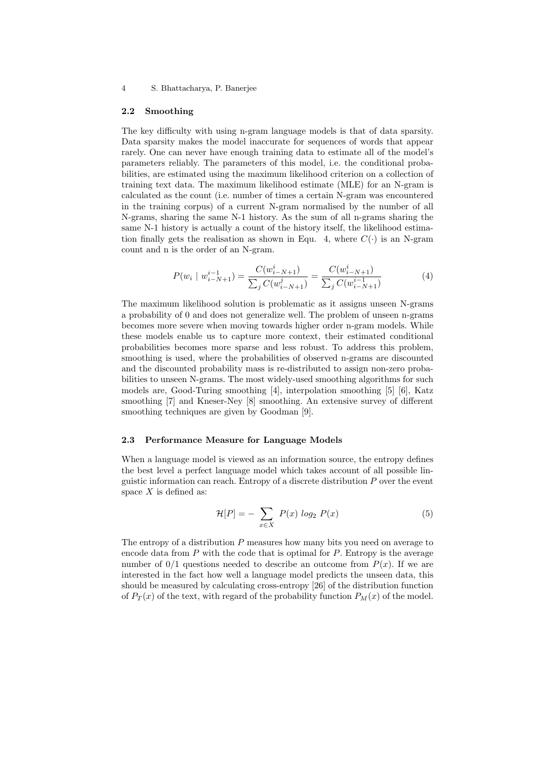### 2.2 Smoothing

The key difficulty with using n-gram language models is that of data sparsity. Data sparsity makes the model inaccurate for sequences of words that appear rarely. One can never have enough training data to estimate all of the model's parameters reliably. The parameters of this model, i.e. the conditional probabilities, are estimated using the maximum likelihood criterion on a collection of training text data. The maximum likelihood estimate (MLE) for an N-gram is calculated as the count (i.e. number of times a certain N-gram was encountered in the training corpus) of a current N-gram normalised by the number of all N-grams, sharing the same N-1 history. As the sum of all n-grams sharing the same N-1 history is actually a count of the history itself, the likelihood estimation finally gets the realisation as shown in Equ. 4, where $C(\cdot)$ is an N-gram count and n is the order of an N-gram.

$$P(w_i \mid w_{i-N+1}^{i-1}) = \frac{C(w_{i-N+1}^{i})}{\sum_j C(w_{i-N+1}^{j})} = \frac{C(w_{i-N+1}^{i})}{\sum_j C(w_{i-N+1}^{i-1})} \tag{4}$$

The maximum likelihood solution is problematic as it assigns unseen N-grams a probability of 0 and does not generalize well. The problem of unseen n-grams becomes more severe when moving towards higher order n-gram models. While these models enable us to capture more context, their estimated conditional probabilities becomes more sparse and less robust. To address this problem, smoothing is used, where the probabilities of observed n-grams are discounted and the discounted probability mass is re-distributed to assign non-zero probabilities to unseen N-grams. The most widely-used smoothing algorithms for such models are, Good-Turing smoothing [4], interpolation smoothing [5] [6], Katz smoothing [7] and Kneser-Ney [8] smoothing. An extensive survey of different smoothing techniques are given by Goodman [9].

### 2.3 Performance Measure for Language Models

When a language model is viewed as an information source, the entropy defines the best level a perfect language model which takes account of all possible linguistic information can reach. Entropy of a discrete distribution $P$ over the event space $X$ is defined as:

$$\mathcal{H}[P] = - \sum_{x \in X} P(x) \; log_2 \; P(x) \tag{5}$$

The entropy of a distribution $P$ measures how many bits you need on average to encode data from $P$ with the code that is optimal for $P$. Entropy is the average number of 0/1 questions needed to describe an outcome from $P(x)$. If we are interested in the fact how well a language model predicts the unseen data, this should be measured by calculating cross-entropy [26] of the distribution function of $P_T(x)$ of the text, with regard of the probability function $P_M(x)$ of the model.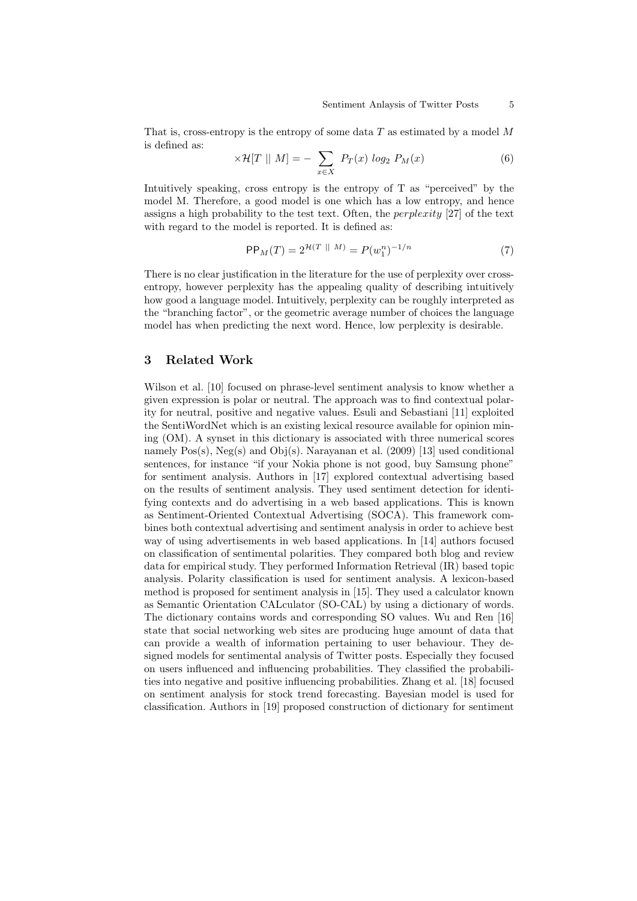That is, cross-entropy is the entropy of some data $T$ as estimated by a model $M$ is defined as:

$$\times\mathcal{H}[T \mid\mid M] = - \sum_{x \in X} P_T(x) \; log_2 \; P_M(x) \tag{6}$$

Intuitively speaking, cross entropy is the entropy of T as "perceived" by the model M. Therefore, a good model is one which has a low entropy, and hence assigns a high probability to the test text. Often, the *perplexity* [27] of the text with regard to the model is reported. It is defined as:

$$\mathsf{PP}_M(T) = 2^{\mathcal{H}(T \mid\mid M)} = P(w_1^n)^{-1/n} \tag{7}$$

There is no clear justification in the literature for the use of perplexity over cross-entropy, however perplexity has the appealing quality of describing intuitively how good a language model. Intuitively, perplexity can be roughly interpreted as the "branching factor", or the geometric average number of choices the language model has when predicting the next word. Hence, low perplexity is desirable.

## 3 Related Work

Wilson et al. [10] focused on phrase-level sentiment analysis to know whether a given expression is polar or neutral. The approach was to find contextual polarity for neutral, positive and negative values. Esuli and Sebastiani [11] exploited the SentiWordNet which is an existing lexical resource available for opinion mining (OM). A synset in this dictionary is associated with three numerical scores namely Pos(s), Neg(s) and Obj(s). Narayanan et al. (2009) [13] used conditional sentences, for instance "if your Nokia phone is not good, buy Samsung phone" for sentiment analysis. Authors in [17] explored contextual advertising based on the results of sentiment analysis. They used sentiment detection for identifying contexts and do advertising in a web based applications. This is known as Sentiment-Oriented Contextual Advertising (SOCA). This framework combines both contextual advertising and sentiment analysis in order to achieve best way of using advertisements in web based applications. In [14] authors focused on classification of sentimental polarities. They compared both blog and review data for empirical study. They performed Information Retrieval (IR) based topic analysis. Polarity classification is used for sentiment analysis. A lexicon-based method is proposed for sentiment analysis in [15]. They used a calculator known as Semantic Orientation CALculator (SO-CAL) by using a dictionary of words. The dictionary contains words and corresponding SO values. Wu and Ren [16] state that social networking web sites are producing huge amount of data that can provide a wealth of information pertaining to user behaviour. They designed models for sentimental analysis of Twitter posts. Especially they focused on users influenced and influencing probabilities. They classified the probabilities into negative and positive influencing probabilities. Zhang et al. [18] focused on sentiment analysis for stock trend forecasting. Bayesian model is used for classification. Authors in [19] proposed construction of dictionary for sentiment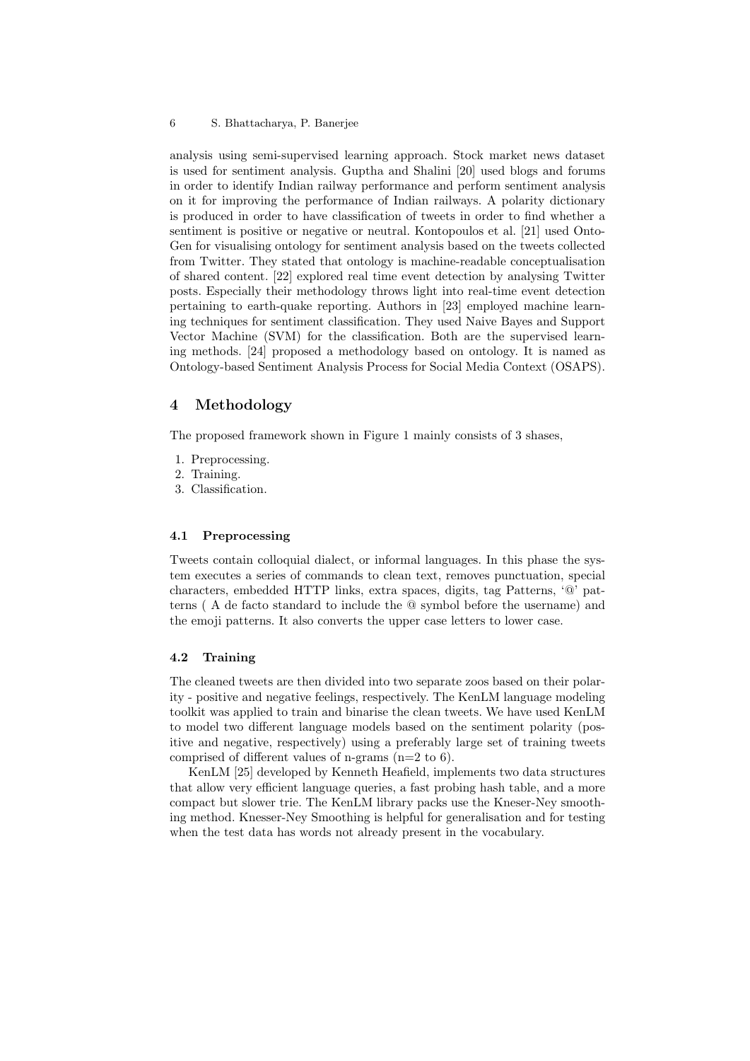analysis using semi-supervised learning approach. Stock market news dataset is used for sentiment analysis. Guptha and Shalini [20] used blogs and forums in order to identify Indian railway performance and perform sentiment analysis on it for improving the performance of Indian railways. A polarity dictionary is produced in order to have classification of tweets in order to find whether a sentiment is positive or negative or neutral. Kontopoulos et al. [21] used OntoGen for visualising ontology for sentiment analysis based on the tweets collected from Twitter. They stated that ontology is machine-readable conceptualisation of shared content. [22] explored real time event detection by analysing Twitter posts. Especially their methodology throws light into real-time event detection pertaining to earth-quake reporting. Authors in [23] employed machine learning techniques for sentiment classification. They used Naive Bayes and Support Vector Machine (SVM) for the classification. Both are the supervised learning methods. [24] proposed a methodology based on ontology. It is named as Ontology-based Sentiment Analysis Process for Social Media Context (OSAPS).

## 4 Methodology

The proposed framework shown in Figure 1 mainly consists of 3 shases,

1. Preprocessing.
2. Training.
3. Classification.

### 4.1 Preprocessing

Tweets contain colloquial dialect, or informal languages. In this phase the system executes a series of commands to clean text, removes punctuation, special characters, embedded HTTP links, extra spaces, digits, tag Patterns, '@' patterns ( A de facto standard to include the @ symbol before the username) and the emoji patterns. It also converts the upper case letters to lower case.

### 4.2 Training

The cleaned tweets are then divided into two separate zoos based on their polarity - positive and negative feelings, respectively. The KenLM language modeling toolkit was applied to train and binarise the clean tweets. We have used KenLM to model two different language models based on the sentiment polarity (positive and negative, respectively) using a preferably large set of training tweets comprised of different values of n-grams (n=2 to 6).

KenLM [25] developed by Kenneth Heafield, implements two data structures that allow very efficient language queries, a fast probing hash table, and a more compact but slower trie. The KenLM library packs use the Kneser-Ney smoothing method. Knesser-Ney Smoothing is helpful for generalisation and for testing when the test data has words not already present in the vocabulary.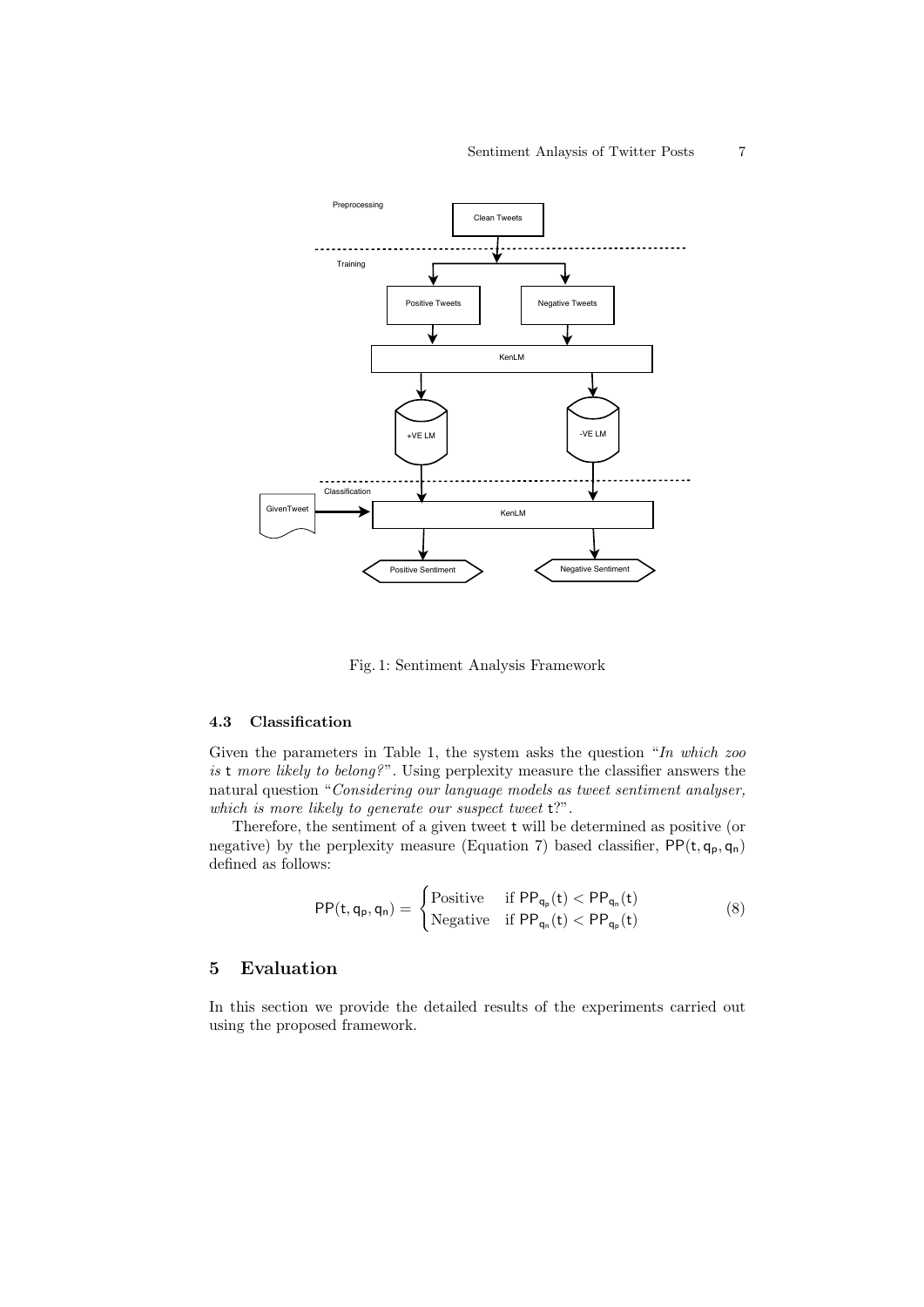Fig. 1: Sentiment Analysis Framework

### 4.3 Classification

Given the parameters in Table 1, the system asks the question "*In which zoo is* t *more likely to belong?*". Using perplexity measure the classifier answers the natural question "*Considering our language models as tweet sentiment analyser, which is more likely to generate our suspect tweet* t?".

Therefore, the sentiment of a given tweet t will be determined as positive (or negative) by the perplexity measure (Equation 7) based classifier, $\mathsf{PP}(\mathsf{t}, \mathsf{q_p}, \mathsf{q_n})$ defined as follows:

$$\mathsf{PP}(\mathsf{t}, \mathsf{q_p}, \mathsf{q_n}) = \begin{cases} \text{Positive} & \text{if } \mathsf{PP}_{\mathsf{q_p}}(\mathsf{t}) < \mathsf{PP}_{\mathsf{q_n}}(\mathsf{t}) \\ \text{Negative} & \text{if } \mathsf{PP}_{\mathsf{q_n}}(\mathsf{t}) < \mathsf{PP}_{\mathsf{q_p}}(\mathsf{t}) \end{cases} \tag{8}$$

## 5 Evaluation

In this section we provide the detailed results of the experiments carried out using the proposed framework.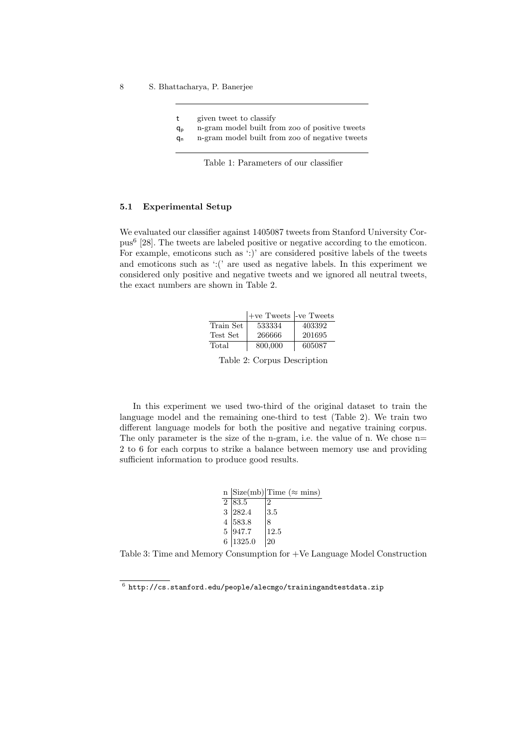| | |
|---|---|
| t | given tweet to classify |
| $q_p$ | n-gram model built from zoo of positive tweets |
| $q_n$ | n-gram model built from zoo of negative tweets |

Table 1: Parameters of our classifier

### 5.1 Experimental Setup

We evaluated our classifier against 1405087 tweets from Stanford University Corpus[6] [28]. The tweets are labeled positive or negative according to the emoticon. For example, emoticons such as ':)' are considered positive labels of the tweets and emoticons such as ':(' are used as negative labels. In this experiment we considered only positive and negative tweets and we ignored all neutral tweets, the exact numbers are shown in Table 2.

| | +ve Tweets | -ve Tweets |
|---|---|---|
| Train Set | 533334 | 403392 |
| Test Set | 266666 | 201695 |
| Total | 800,000 | 605087 |

Table 2: Corpus Description

In this experiment we used two-third of the original dataset to train the language model and the remaining one-third to test (Table 2). We train two different language models for both the positive and negative training corpus. The only parameter is the size of the n-gram, i.e. the value of n. We chose n= 2 to 6 for each corpus to strike a balance between memory use and providing sufficient information to produce good results.

| n | Size(mb) | Time ($\approx$ mins) |
|---|---|---|
| 2 | 83.5 | 2 |
| 3 | 282.4 | 3.5 |
| 4 | 583.8 | 8 |
| 5 | 947.7 | 12.5 |
| 6 | 1325.0 | 20 |

Table 3: Time and Memory Consumption for +Ve Language Model Construction

[6] http://cs.stanford.edu/people/alecmgo/trainingandtestdata.zip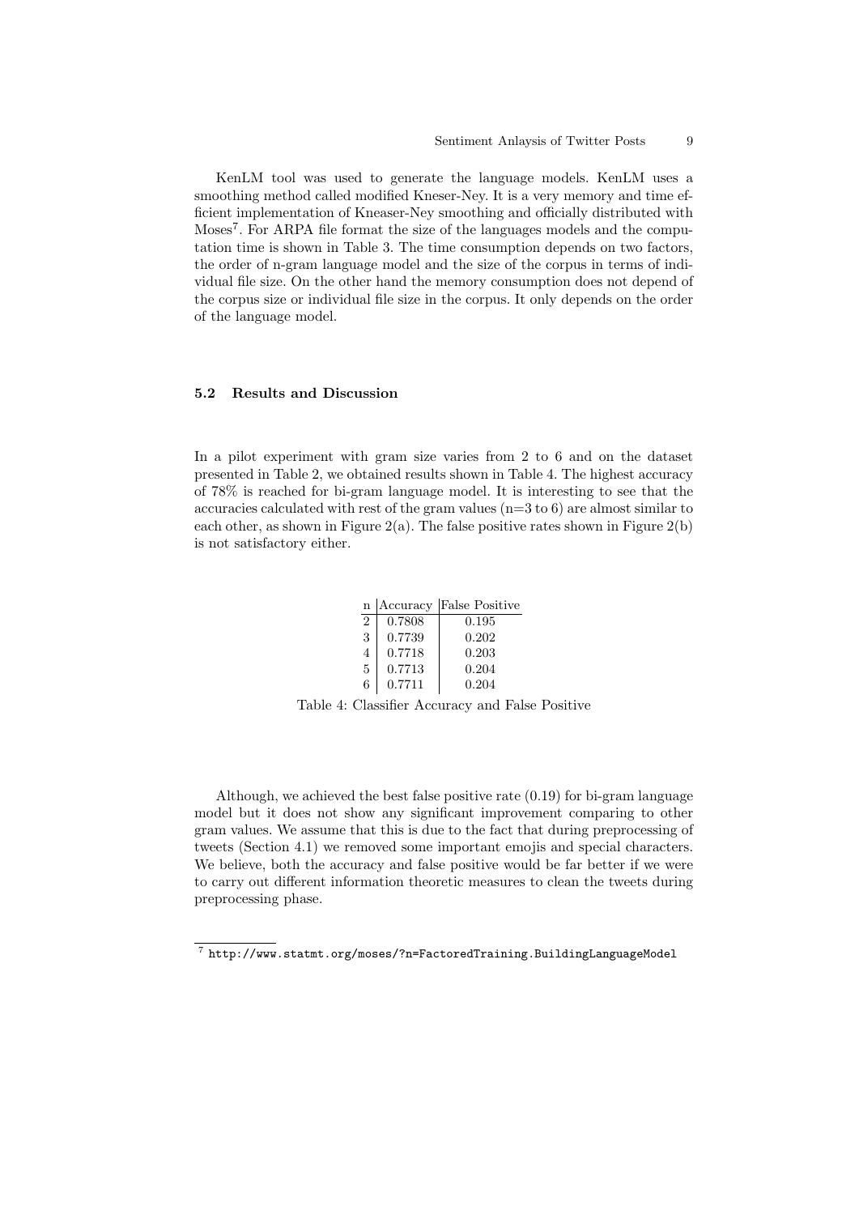KenLM tool was used to generate the language models. KenLM uses a smoothing method called modified Kneser-Ney. It is a very memory and time efficient implementation of Kneaser-Ney smoothing and officially distributed with Moses[7]. For ARPA file format the size of the languages models and the computation time is shown in Table 3. The time consumption depends on two factors, the order of n-gram language model and the size of the corpus in terms of individual file size. On the other hand the memory consumption does not depend of the corpus size or individual file size in the corpus. It only depends on the order of the language model.

### 5.2 Results and Discussion

In a pilot experiment with gram size varies from 2 to 6 and on the dataset presented in Table 2, we obtained results shown in Table 4. The highest accuracy of 78% is reached for bi-gram language model. It is interesting to see that the accuracies calculated with rest of the gram values (n=3 to 6) are almost similar to each other, as shown in Figure 2(a). The false positive rates shown in Figure 2(b) is not satisfactory either.

| n | Accuracy | False Positive |
|---|---|---|
| 2 | 0.7808 | 0.195 |
| 3 | 0.7739 | 0.202 |
| 4 | 0.7718 | 0.203 |
| 5 | 0.7713 | 0.204 |
| 6 | 0.7711 | 0.204 |

Table 4: Classifier Accuracy and False Positive

Although, we achieved the best false positive rate (0.19) for bi-gram language model but it does not show any significant improvement comparing to other gram values. We assume that this is due to the fact that during preprocessing of tweets (Section 4.1) we removed some important emojis and special characters. We believe, both the accuracy and false positive would be far better if we were to carry out different information theoretic measures to clean the tweets during preprocessing phase.

[7] http://www.statmt.org/moses/?n=FactoredTraining.BuildingLanguageModel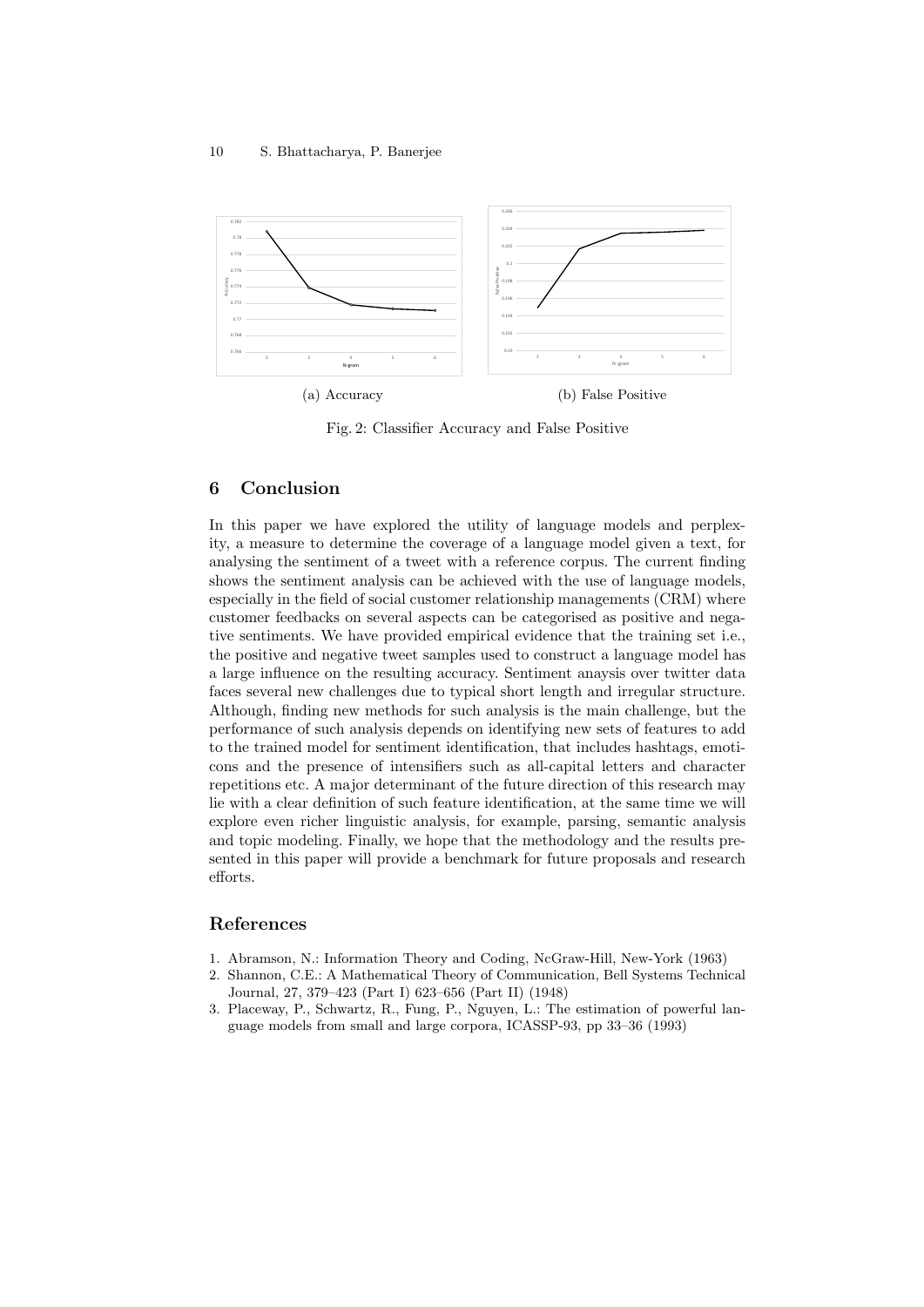(a) Accuracy

(b) False Positive

Fig. 2: Classifier Accuracy and False Positive

## 6 Conclusion

In this paper we have explored the utility of language models and perplexity, a measure to determine the coverage of a language model given a text, for analysing the sentiment of a tweet with a reference corpus. The current finding shows the sentiment analysis can be achieved with the use of language models, especially in the field of social customer relationship managements (CRM) where customer feedbacks on several aspects can be categorised as positive and negative sentiments. We have provided empirical evidence that the training set i.e., the positive and negative tweet samples used to construct a language model has a large influence on the resulting accuracy. Sentiment anaysis over twitter data faces several new challenges due to typical short length and irregular structure. Although, finding new methods for such analysis is the main challenge, but the performance of such analysis depends on identifying new sets of features to add to the trained model for sentiment identification, that includes hashtags, emoticons and the presence of intensifiers such as all-capital letters and character repetitions etc. A major determinant of the future direction of this research may lie with a clear definition of such feature identification, at the same time we will explore even richer linguistic analysis, for example, parsing, semantic analysis and topic modeling. Finally, we hope that the methodology and the results presented in this paper will provide a benchmark for future proposals and research efforts.

## References

1. Abramson, N.: Information Theory and Coding, NcGraw-Hill, New-York (1963)
2. Shannon, C.E.: A Mathematical Theory of Communication, Bell Systems Technical Journal, 27, 379–423 (Part I) 623–656 (Part II) (1948)
3. Placeway, P., Schwartz, R., Fung, P., Nguyen, L.: The estimation of powerful language models from small and large corpora, ICASSP-93, pp 33–36 (1993)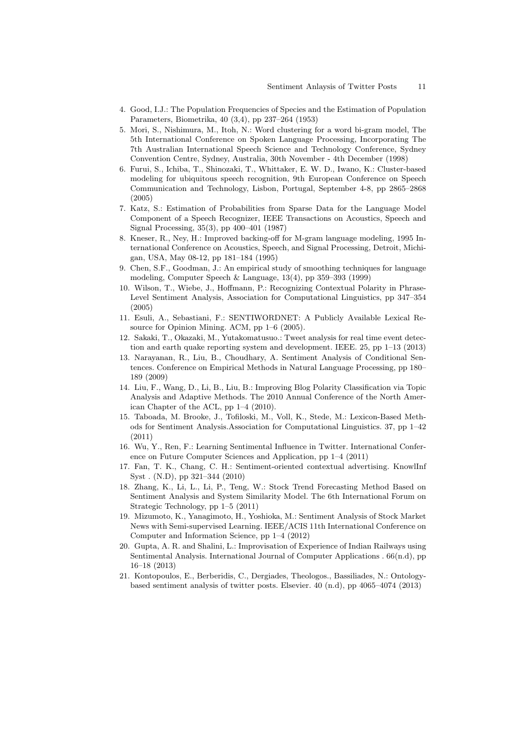4. Good, I.J.: The Population Frequencies of Species and the Estimation of Population Parameters, Biometrika, 40 (3,4), pp 237–264 (1953)
5. Mori, S., Nishimura, M., Itoh, N.: Word clustering for a word bi-gram model, The 5th International Conference on Spoken Language Processing, Incorporating The 7th Australian International Speech Science and Technology Conference, Sydney Convention Centre, Sydney, Australia, 30th November - 4th December (1998)
6. Furui, S., Ichiba, T., Shinozaki, T., Whittaker, E. W. D., Iwano, K.: Cluster-based modeling for ubiquitous speech recognition, 9th European Conference on Speech Communication and Technology, Lisbon, Portugal, September 4-8, pp 2865–2868 (2005)
7. Katz, S.: Estimation of Probabilities from Sparse Data for the Language Model Component of a Speech Recognizer, IEEE Transactions on Acoustics, Speech and Signal Processing, 35(3), pp 400–401 (1987)
8. Kneser, R., Ney, H.: Improved backing-off for M-gram language modeling, 1995 International Conference on Acoustics, Speech, and Signal Processing, Detroit, Michigan, USA, May 08-12, pp 181–184 (1995)
9. Chen, S.F., Goodman, J.: An empirical study of smoothing techniques for language modeling, Computer Speech & Language, 13(4), pp 359–393 (1999)
10. Wilson, T., Wiebe, J., Hoffmann, P.: Recognizing Contextual Polarity in Phrase-Level Sentiment Analysis, Association for Computational Linguistics, pp 347–354 (2005)
11. Esuli, A., Sebastiani, F.: SENTIWORDNET: A Publicly Available Lexical Resource for Opinion Mining. ACM, pp 1–6 (2005).
12. Sakaki, T., Okazaki, M., Yutakomatusuo.: Tweet analysis for real time event detection and earth quake reporting system and development. IEEE. 25, pp 1–13 (2013)
13. Narayanan, R., Liu, B., Choudhary, A. Sentiment Analysis of Conditional Sentences. Conference on Empirical Methods in Natural Language Processing, pp 180–189 (2009)
14. Liu, F., Wang, D., Li, B., Liu, B.: Improving Blog Polarity Classification via Topic Analysis and Adaptive Methods. The 2010 Annual Conference of the North American Chapter of the ACL, pp 1–4 (2010).
15. Taboada, M. Brooke, J., Tofiloski, M., Voll, K., Stede, M.: Lexicon-Based Methods for Sentiment Analysis.Association for Computational Linguistics. 37, pp 1–42 (2011)
16. Wu, Y., Ren, F.: Learning Sentimental Influence in Twitter. International Conference on Future Computer Sciences and Application, pp 1–4 (2011)
17. Fan, T. K., Chang, C. H.: Sentiment-oriented contextual advertising. KnowlInf Syst . (N.D), pp 321–344 (2010)
18. Zhang, K., Li, L., Li, P., Teng, W.: Stock Trend Forecasting Method Based on Sentiment Analysis and System Similarity Model. The 6th International Forum on Strategic Technology, pp 1–5 (2011)
19. Mizumoto, K., Yanagimoto, H., Yoshioka, M.: Sentiment Analysis of Stock Market News with Semi-supervised Learning. IEEE/ACIS 11th International Conference on Computer and Information Science, pp 1–4 (2012)
20. Gupta, A. R. and Shalini, L.: Improvisation of Experience of Indian Railways using Sentimental Analysis. International Journal of Computer Applications . 66(n.d), pp 16–18 (2013)
21. Kontopoulos, E., Berberidis, C., Dergiades, Theologos., Bassiliades, N.: Ontology-based sentiment analysis of twitter posts. Elsevier. 40 (n.d), pp 4065–4074 (2013)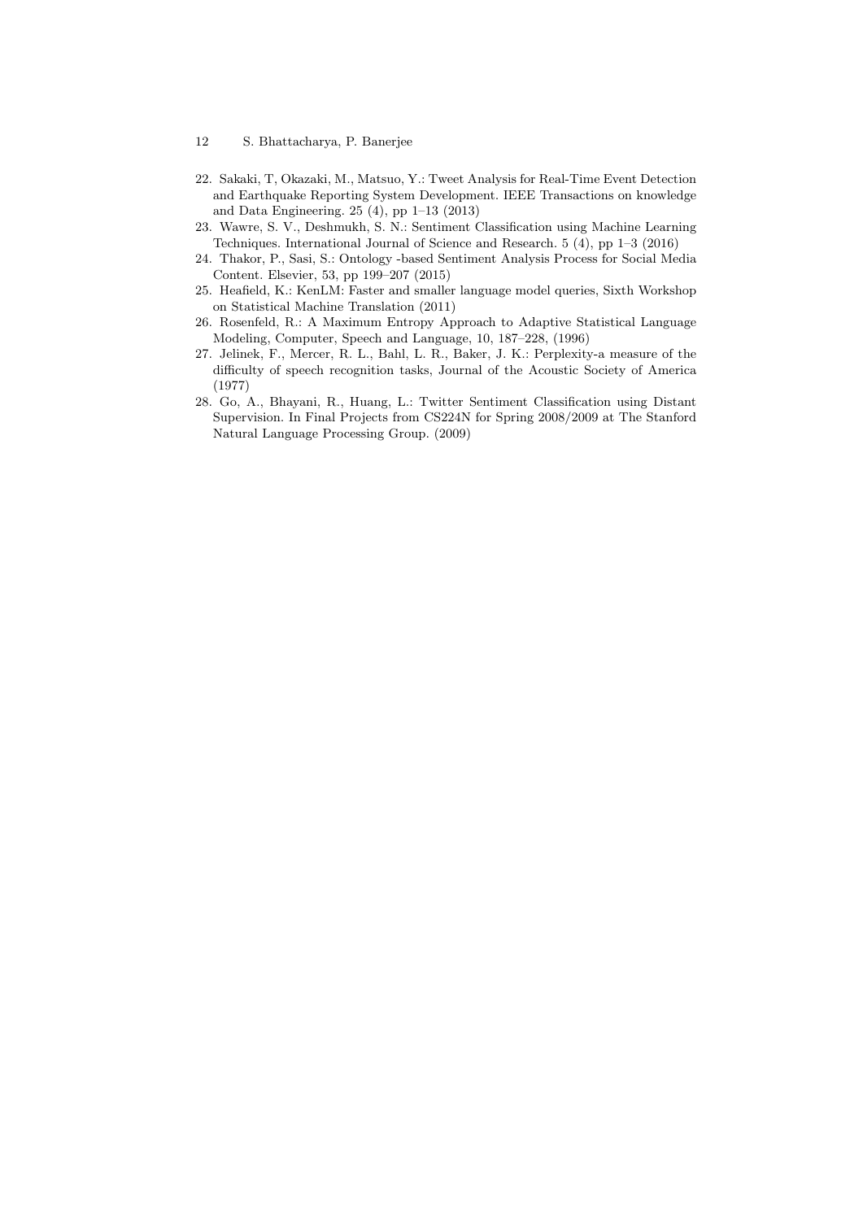22. Sakaki, T, Okazaki, M., Matsuo, Y.: Tweet Analysis for Real-Time Event Detection and Earthquake Reporting System Development. IEEE Transactions on knowledge and Data Engineering. 25 (4), pp 1–13 (2013)
23. Wawre, S. V., Deshmukh, S. N.: Sentiment Classification using Machine Learning Techniques. International Journal of Science and Research. 5 (4), pp 1–3 (2016)
24. Thakor, P., Sasi, S.: Ontology -based Sentiment Analysis Process for Social Media Content. Elsevier, 53, pp 199–207 (2015)
25. Heafield, K.: KenLM: Faster and smaller language model queries, Sixth Workshop on Statistical Machine Translation (2011)
26. Rosenfeld, R.: A Maximum Entropy Approach to Adaptive Statistical Language Modeling, Computer, Speech and Language, 10, 187–228, (1996)
27. Jelinek, F., Mercer, R. L., Bahl, L. R., Baker, J. K.: Perplexity-a measure of the difficulty of speech recognition tasks, Journal of the Acoustic Society of America (1977)
28. Go, A., Bhayani, R., Huang, L.: Twitter Sentiment Classification using Distant Supervision. In Final Projects from CS224N for Spring 2008/2009 at The Stanford Natural Language Processing Group. (2009)